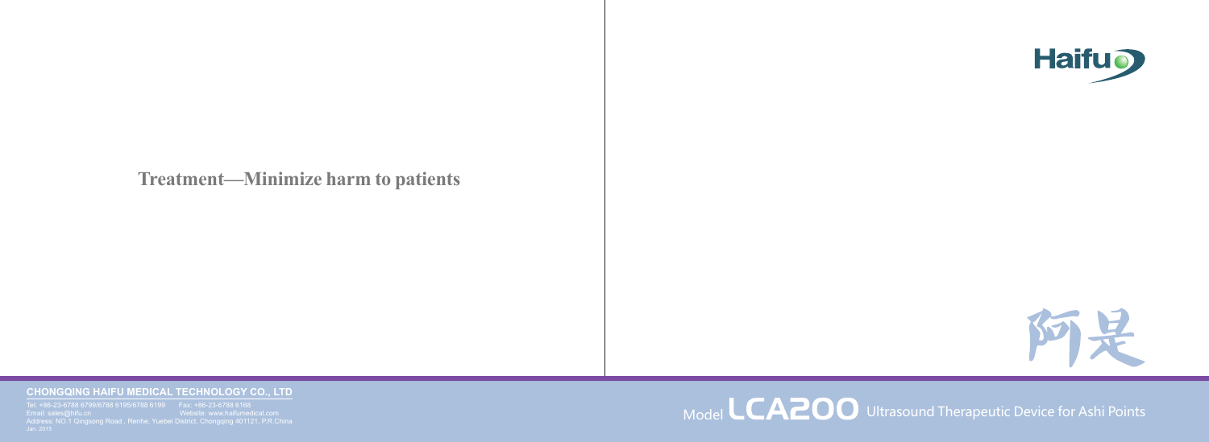**Treatment—Minimize harm to patients**

**CHONGQING HAIFU MEDICAL TECHNOLOGY CO., LTD**

Tel: +86-23-6788 6799/6788 6195/6788 6199 Fax: +86-23-6788 6166
Email: sales@hifu.cn Website: www.haifumedical.com
Address: NO.1 Qingsong Road , Renhe, Yuebei District, Chongqing 401121, P.R.China
Jan. 2015

Haifu

阿是

# Model LCA200 Ultrasound Therapeutic Device for Ashi Points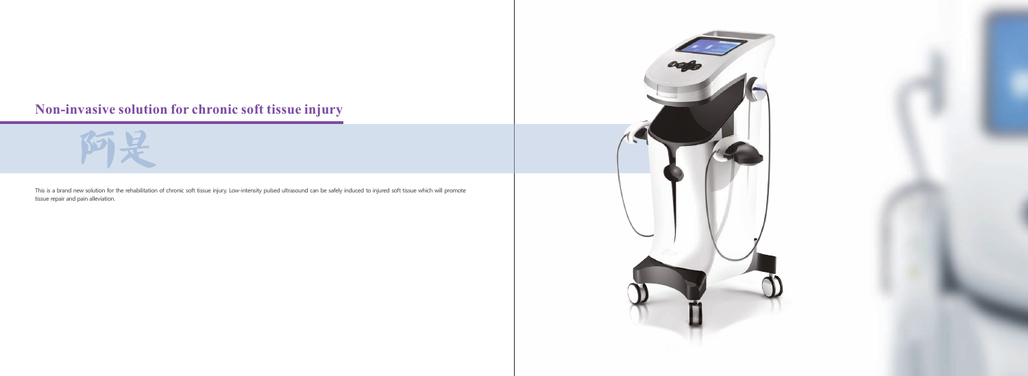## Non-invasive solution for chronic soft tissue injury

阿是

This is a brand new solution for the rehabilitation of chronic soft tissue injury. Low-intensity pulsed ultrasound can be safely induced to injured soft tissue which will promote tissue repair and pain alleviation.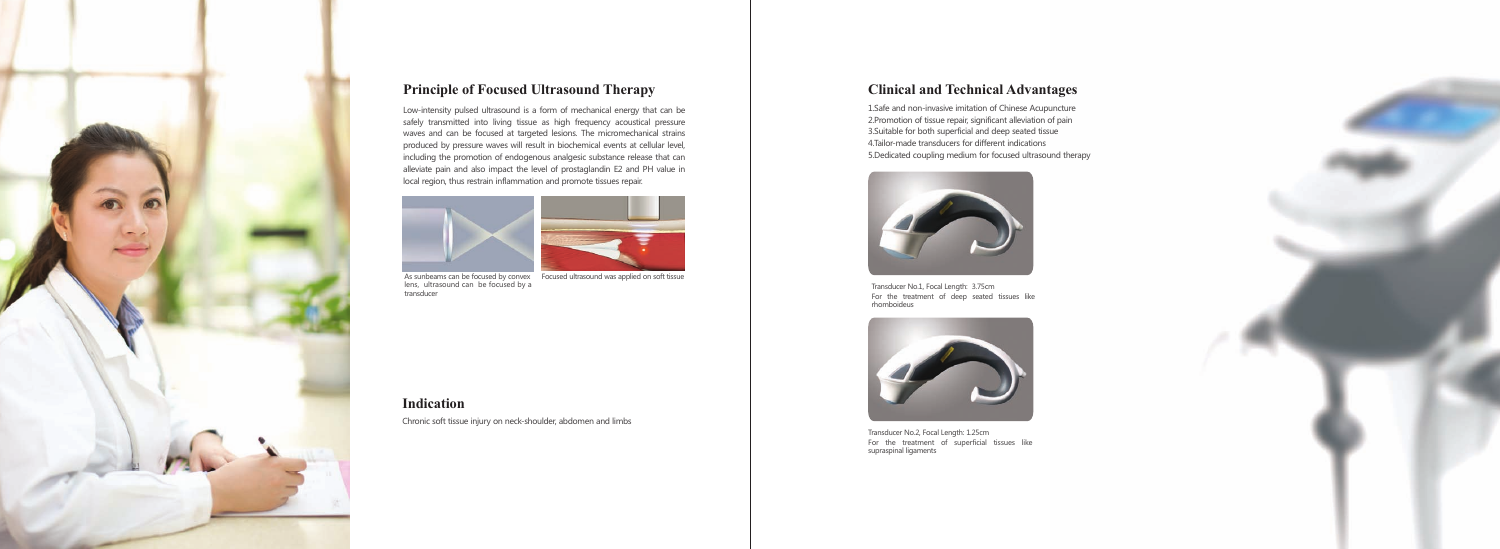## Principle of Focused Ultrasound Therapy

Low-intensity pulsed ultrasound is a form of mechanical energy that can be safely transmitted into living tissue as high frequency acoustical pressure waves and can be focused at targeted lesions. The micromechanical strains produced by pressure waves will result in biochemical events at cellular level, including the promotion of endogenous analgesic substance release that can alleviate pain and also impact the level of prostaglandin E2 and PH value in local region, thus restrain inflammation and promote tissues repair.

As sunbeams can be focused by convex lens, ultrasound can be focused by a transducer

Focused ultrasound was applied on soft tissue

## Indication

Chronic soft tissue injury on neck-shoulder, abdomen and limbs

## Clinical and Technical Advantages

1.Safe and non-invasive imitation of Chinese Acupuncture
2.Promotion of tissue repair, significant alleviation of pain
3.Suitable for both superficial and deep seated tissue
4.Tailor-made transducers for different indications
5.Dedicated coupling medium for focused ultrasound therapy

Transducer No.1, Focal Length: 3.75cm
For the treatment of deep seated tissues like rhomboideus

Transducer No.2, Focal Length: 1.25cm
For the treatment of superficial tissues like supraspinal ligaments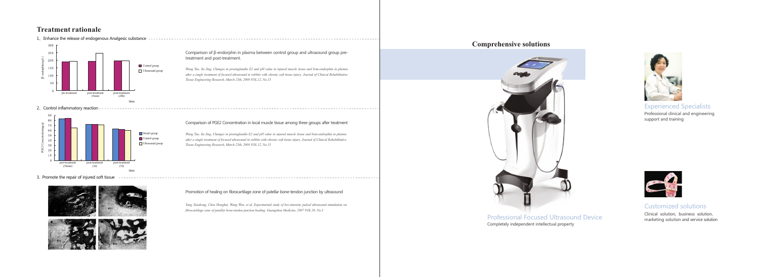## Treatment rationale

1、Enhance the release of endogenous Analgesic substance

300
250
200
150
100
50
0
β-endorphin(ng/L)
pre-treatment
post-treatment (5min)
post-treatment (24h)
time
Control group
Ultrasound group

Comparison of β-endorphin in plasma between control group and ultrasound group pre-treatment and post-treatment.

*Wang Tao, Su Jing. Changes in prostaglandin E2 and pH value in injured muscle tissue and beta-endorphin in plasma after a single treatment of focused ultrasound in rabbits with chronic soft tissue injury. Journal of Clinical Rehabilitative Tissue Engineering Research, March 25th, 2008 VOL.12, No.13*

2、Control inflammatory reaction

90
80
70
60
50
40
30
20
10
0
PGE2 Concentration(pg/g)
post-treatment (30min)
post-treatment (3d)
post-treatment (7d)
time
Model group
Control group
Ultrasound group

Comparison of PGE2 Concentration in local muscle tissue among three groups after treatment

*Wang Tao, Su Jing, Changes in prostaglandin E2 and pH value in injured muscle tissue and beta-endorphin in plasma after a single treatment of focused ultrasound in rabbits with chronic soft tissue injury. Journal of Clinical Rehabilitative Tissue Engineering Research, March 25th, 2008 VOL.12, No.13*

3. Promote the repair of injured soft tissue

Promotion of healing on fibrocartilage zone of patellar bone-tendon junction by ultrasound

*Yang Xiaohong, Chen Honghui, Wang Wen, et al. Experimental study of low-intensity pulsed ultrasound stimulation on fibrocartilage zone of patellar bone-tendon junction healing. Guangzhou Medicine, 2007 VOL.38, No.3*

## Comprehensive solutions

Professional Focused Ultrasound Device
Completely independent intellectual property

Experienced Specialists
Professional clinical and engineering support and training

Customized solutions
Clinical solution, business solution, marketing solution and service solution